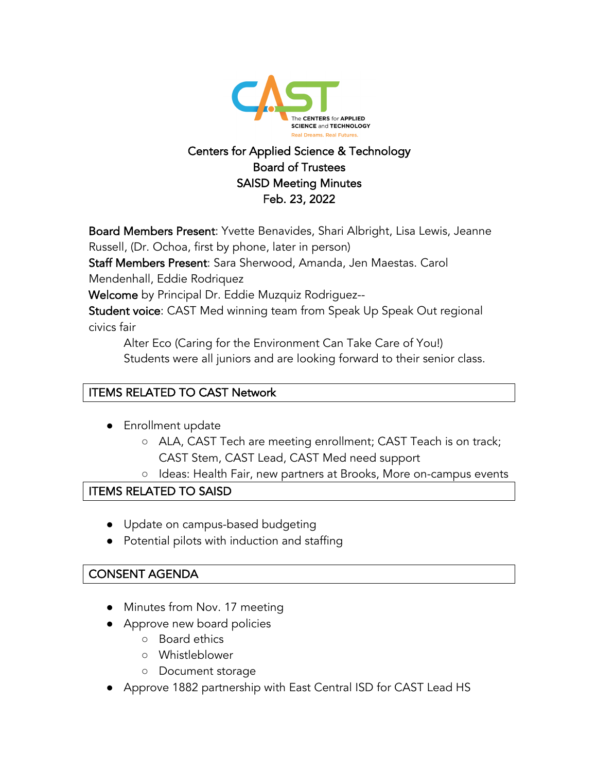The CENTERS for APPLIED SCIENCE and TECHNOLOGY
Real Dreams. Real Futures.

# Centers for Applied Science & Technology
## Board of Trustees
## SAISD Meeting Minutes
## Feb. 23, 2022

**Board Members Present**: Yvette Benavides, Shari Albright, Lisa Lewis, Jeanne Russell, (Dr. Ochoa, first by phone, later in person)

**Staff Members Present**: Sara Sherwood, Amanda, Jen Maestas. Carol Mendenhall, Eddie Rodriquez

**Welcome** by Principal Dr. Eddie Muzquiz Rodriguez--

**Student voice**: CAST Med winning team from Speak Up Speak Out regional civics fair

Alter Eco (Caring for the Environment Can Take Care of You!)
Students were all juniors and are looking forward to their senior class.

| ITEMS RELATED TO CAST Network |
|---|

- Enrollment update
  - ALA, CAST Tech are meeting enrollment; CAST Teach is on track; CAST Stem, CAST Lead, CAST Med need support
  - Ideas: Health Fair, new partners at Brooks, More on-campus events

| ITEMS RELATED TO SAISD |
|---|

- Update on campus-based budgeting
- Potential pilots with induction and staffing

| CONSENT AGENDA |
|---|

- Minutes from Nov. 17 meeting
- Approve new board policies
  - Board ethics
  - Whistleblower
  - Document storage
- Approve 1882 partnership with East Central ISD for CAST Lead HS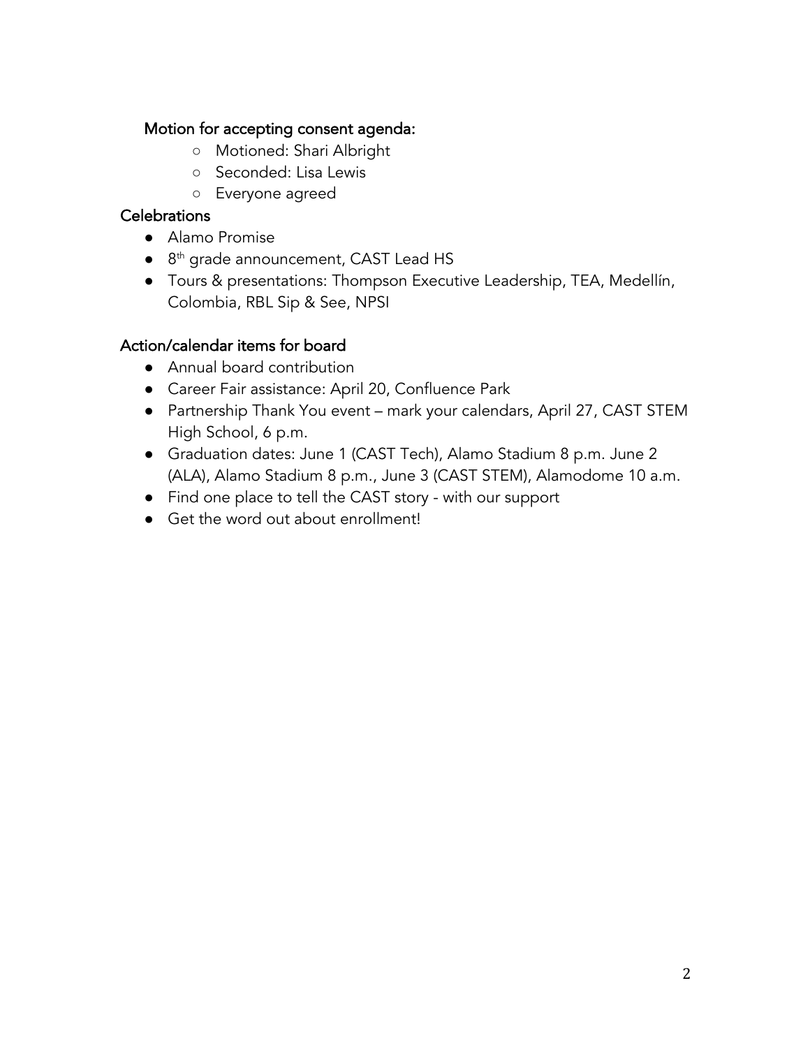### Motion for accepting consent agenda:

- Motioned: Shari Albright
- Seconded: Lisa Lewis
- Everyone agreed

### Celebrations

- Alamo Promise
- 8th grade announcement, CAST Lead HS
- Tours & presentations: Thompson Executive Leadership, TEA, Medellín, Colombia, RBL Sip & See, NPSI

### Action/calendar items for board

- Annual board contribution
- Career Fair assistance: April 20, Confluence Park
- Partnership Thank You event – mark your calendars, April 27, CAST STEM High School, 6 p.m.
- Graduation dates: June 1 (CAST Tech), Alamo Stadium 8 p.m. June 2 (ALA), Alamo Stadium 8 p.m., June 3 (CAST STEM), Alamodome 10 a.m.
- Find one place to tell the CAST story - with our support
- Get the word out about enrollment!